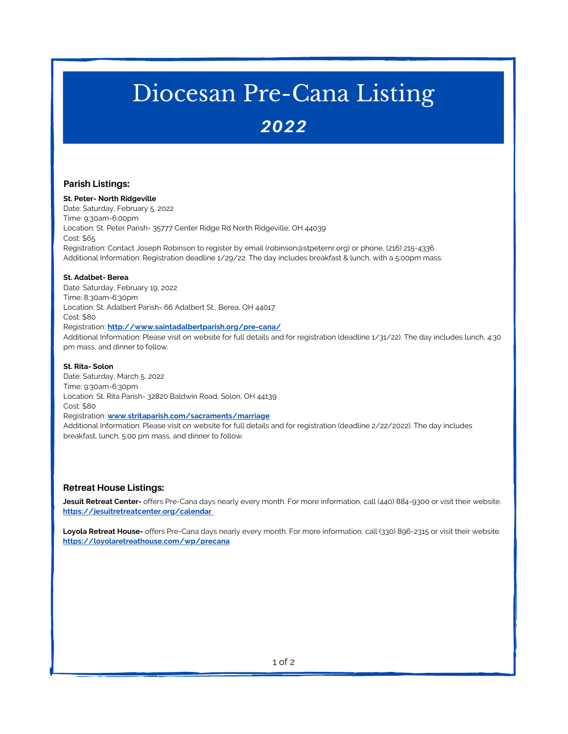# Diocesan Pre-Cana Listing

## *2022*

### Parish Listings:

**St. Peter- North Ridgeville**
Date: Saturday, February 5, 2022
Time: 9:30am-6:00pm
Location: St. Peter Parish- 35777 Center Ridge Rd North Ridgeville, OH 44039
Cost: $65
Registration: Contact Joseph Robinson to register by email (robinson@stpeternr.org) or phone, (216) 215-4336.
Additional Information: Registration deadline 1/29/22. The day includes breakfast & lunch, with a 5:00pm mass.

**St. Adalbet- Berea**
Date: Saturday, February 19, 2022
Time: 8:30am-6:30pm
Location: St. Adalbert Parish- 66 Adalbert St., Berea, OH 44017
Cost: $80
Registration: **http://www.saintadalbertparish.org/pre-cana/**
Additional Information: Please visit on website for full details and for registration (deadline 1/31/22). The day includes lunch, 4:30 pm mass, and dinner to follow.

**St. Rita- Solon**
Date: Saturday, March 5, 2022
Time: 9:30am-6:30pm
Location: St. Rita Parish- 32820 Baldwin Road, Solon, OH 44139
Cost: $80
Registration: **www.stritaparish.com/sacraments/marriage**
Additional Information: Please visit on website for full details and for registration (deadline 2/22/2022). The day includes breakfast, lunch, 5:00 pm mass, and dinner to follow.

### Retreat House Listings:

**Jesuit Retreat Center-** offers Pre-Cana days nearly every month. For more information, call (440) 884-9300 or visit their website.
**https://jesuitretreatcenter.org/calendar**

**Loyola Retreat House-** offers Pre-Cana days nearly every month. For more information, call (330) 896-2315 or visit their website.
**https://loyolaretreathouse.com/wp/precana**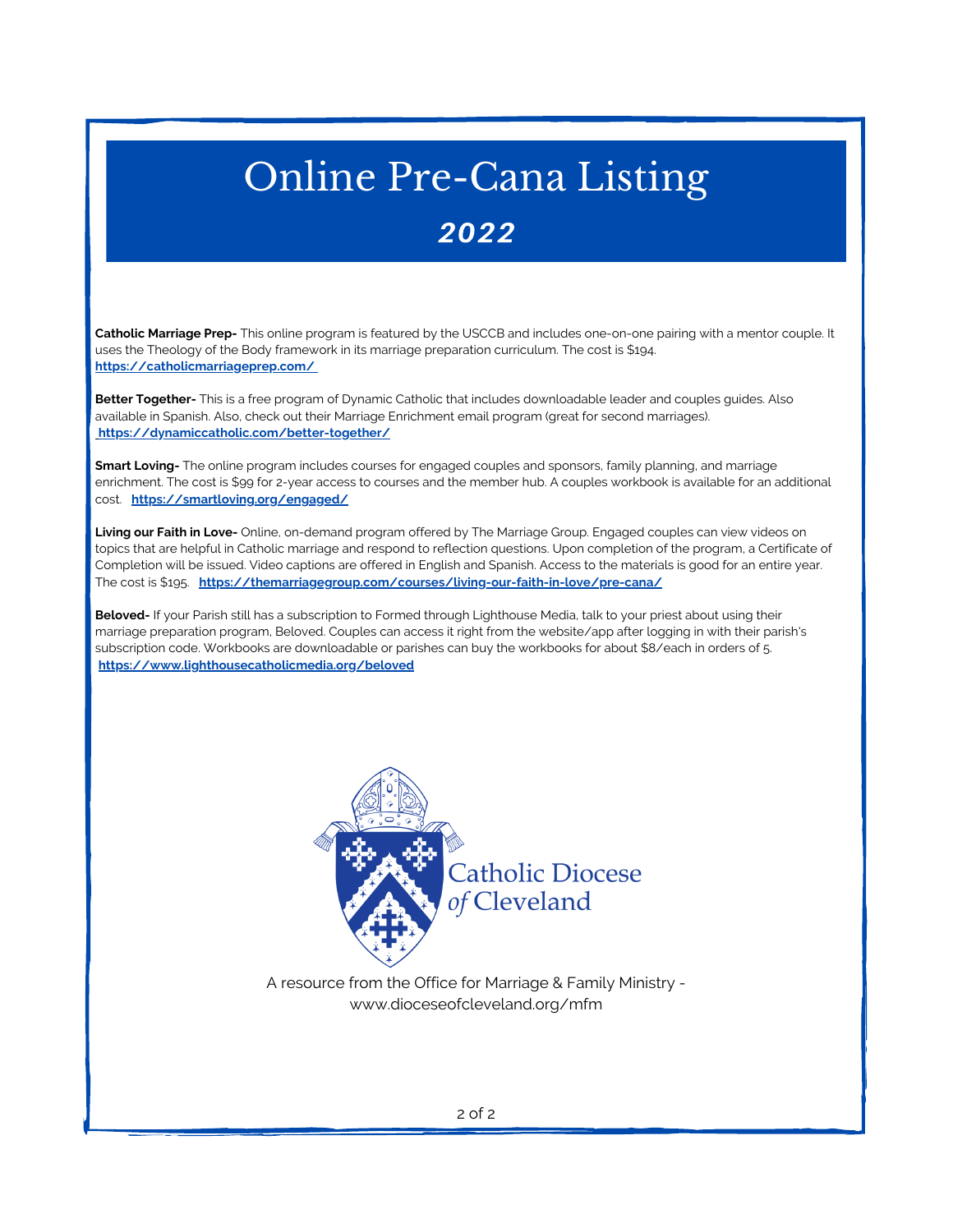# Online Pre-Cana Listing

## *2022*

**Catholic Marriage Prep-** This online program is featured by the USCCB and includes one-on-one pairing with a mentor couple. It uses the Theology of the Body framework in its marriage preparation curriculum. The cost is $194.
**https://catholicmarriageprep.com/**

**Better Together-** This is a free program of Dynamic Catholic that includes downloadable leader and couples guides. Also available in Spanish. Also, check out their Marriage Enrichment email program (great for second marriages).
**https://dynamiccatholic.com/better-together/**

**Smart Loving-** The online program includes courses for engaged couples and sponsors, family planning, and marriage enrichment. The cost is $99 for 2-year access to courses and the member hub. A couples workbook is available for an additional cost. **https://smartloving.org/engaged/**

**Living our Faith in Love-** Online, on-demand program offered by The Marriage Group. Engaged couples can view videos on topics that are helpful in Catholic marriage and respond to reflection questions. Upon completion of the program, a Certificate of Completion will be issued. Video captions are offered in English and Spanish. Access to the materials is good for an entire year. The cost is $195. **https://themarriagegroup.com/courses/living-our-faith-in-love/pre-cana/**

**Beloved-** If your Parish still has a subscription to Formed through Lighthouse Media, talk to your priest about using their marriage preparation program, Beloved. Couples can access it right from the website/app after logging in with their parish's subscription code. Workbooks are downloadable or parishes can buy the workbooks for about $8/each in orders of 5.
**https://www.lighthousecatholicmedia.org/beloved**

Catholic Diocese *of* Cleveland

A resource from the Office for Marriage & Family Ministry - www.dioceseofcleveland.org/mfm